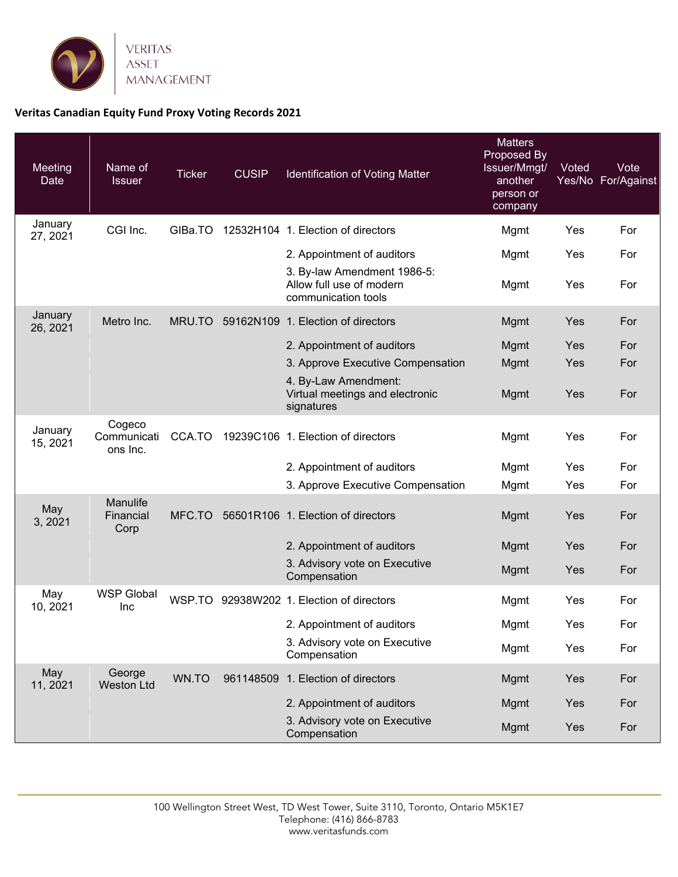VERITAS ASSET MANAGEMENT

**Veritas Canadian Equity Fund Proxy Voting Records 2021**

| Meeting Date | Name of Issuer | Ticker | CUSIP | Identification of Voting Matter | Matters Proposed By Issuer/Mmgt/ another person or company | Voted Yes/No | Vote For/Against |
|---|---|---|---|---|---|---|---|
| January 27, 2021 | CGI Inc. | GIBa.TO | 12532H104 | 1. Election of directors | Mgmt | Yes | For |
| | | | | 2. Appointment of auditors | Mgmt | Yes | For |
| | | | | 3. By-law Amendment 1986-5: Allow full use of modern communication tools | Mgmt | Yes | For |
| January 26, 2021 | Metro Inc. | MRU.TO | 59162N109 | 1. Election of directors | Mgmt | Yes | For |
| | | | | 2. Appointment of auditors | Mgmt | Yes | For |
| | | | | 3. Approve Executive Compensation | Mgmt | Yes | For |
| | | | | 4. By-Law Amendment: Virtual meetings and electronic signatures | Mgmt | Yes | For |
| January 15, 2021 | Cogeco Communications Inc. | CCA.TO | 19239C106 | 1. Election of directors | Mgmt | Yes | For |
| | | | | 2. Appointment of auditors | Mgmt | Yes | For |
| | | | | 3. Approve Executive Compensation | Mgmt | Yes | For |
| May 3, 2021 | Manulife Financial Corp | MFC.TO | 56501R106 | 1. Election of directors | Mgmt | Yes | For |
| | | | | 2. Appointment of auditors | Mgmt | Yes | For |
| | | | | 3. Advisory vote on Executive Compensation | Mgmt | Yes | For |
| May 10, 2021 | WSP Global Inc | WSP.TO | 92938W202 | 1. Election of directors | Mgmt | Yes | For |
| | | | | 2. Appointment of auditors | Mgmt | Yes | For |
| | | | | 3. Advisory vote on Executive Compensation | Mgmt | Yes | For |
| May 11, 2021 | George Weston Ltd | WN.TO | 961148509 | 1. Election of directors | Mgmt | Yes | For |
| | | | | 2. Appointment of auditors | Mgmt | Yes | For |
| | | | | 3. Advisory vote on Executive Compensation | Mgmt | Yes | For |

100 Wellington Street West, TD West Tower, Suite 3110, Toronto, Ontario M5K1E7
Telephone: (416) 866-8783
www.veritasfunds.com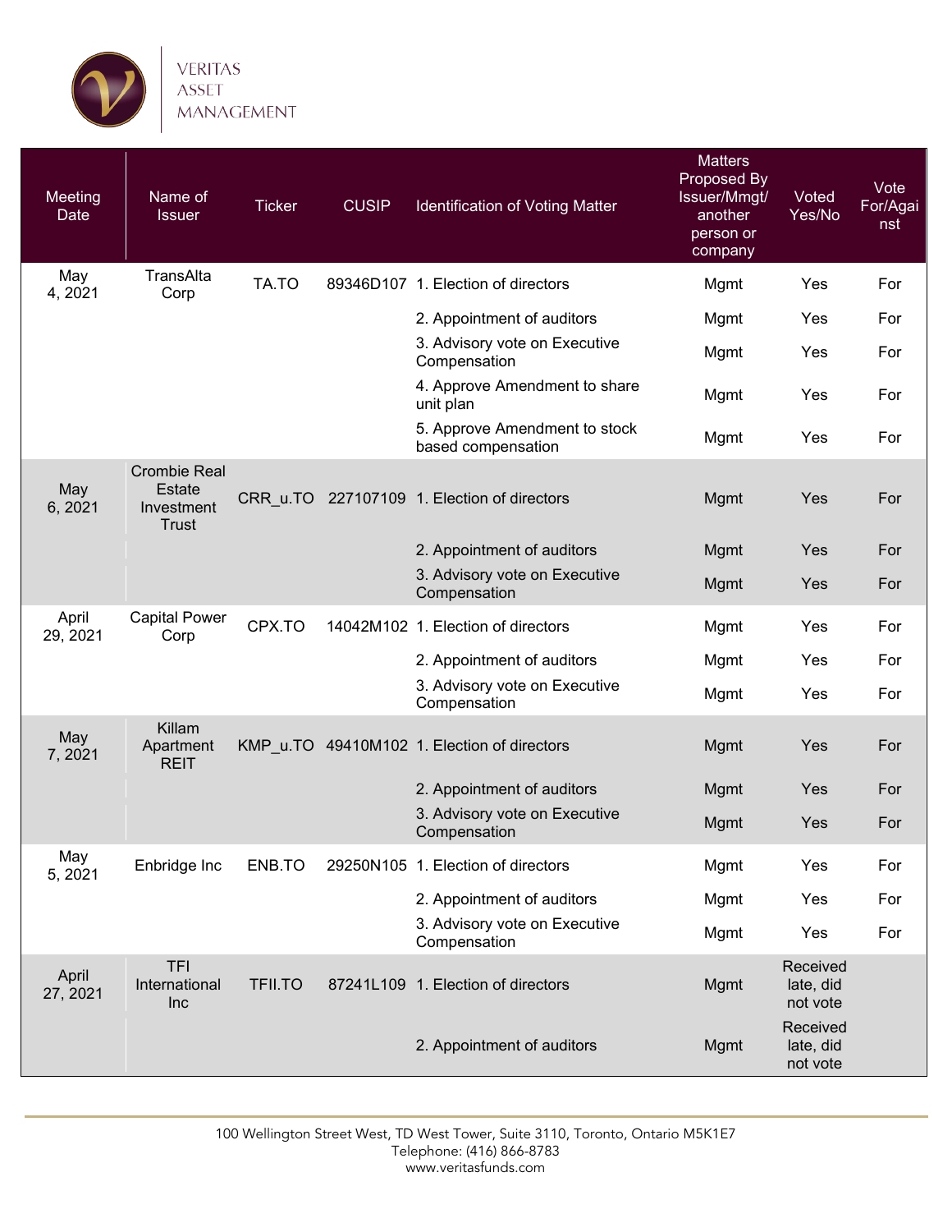VERITAS ASSET MANAGEMENT

| Meeting Date | Name of Issuer | Ticker | CUSIP | Identification of Voting Matter | Matters Proposed By Issuer/Mmgt/ another person or company | Voted Yes/No | Vote For/Against |
|---|---|---|---|---|---|---|---|
| May 4, 2021 | TransAlta Corp | TA.TO | 89346D107 | 1. Election of directors | Mgmt | Yes | For |
| | | | | 2. Appointment of auditors | Mgmt | Yes | For |
| | | | | 3. Advisory vote on Executive Compensation | Mgmt | Yes | For |
| | | | | 4. Approve Amendment to share unit plan | Mgmt | Yes | For |
| | | | | 5. Approve Amendment to stock based compensation | Mgmt | Yes | For |
| May 6, 2021 | Crombie Real Estate Investment Trust | CRR_u.TO | 227107109 | 1. Election of directors | Mgmt | Yes | For |
| | | | | 2. Appointment of auditors | Mgmt | Yes | For |
| | | | | 3. Advisory vote on Executive Compensation | Mgmt | Yes | For |
| April 29, 2021 | Capital Power Corp | CPX.TO | 14042M102 | 1. Election of directors | Mgmt | Yes | For |
| | | | | 2. Appointment of auditors | Mgmt | Yes | For |
| | | | | 3. Advisory vote on Executive Compensation | Mgmt | Yes | For |
| May 7, 2021 | Killam Apartment REIT | KMP_u.TO | 49410M102 | 1. Election of directors | Mgmt | Yes | For |
| | | | | 2. Appointment of auditors | Mgmt | Yes | For |
| | | | | 3. Advisory vote on Executive Compensation | Mgmt | Yes | For |
| May 5, 2021 | Enbridge Inc | ENB.TO | 29250N105 | 1. Election of directors | Mgmt | Yes | For |
| | | | | 2. Appointment of auditors | Mgmt | Yes | For |
| | | | | 3. Advisory vote on Executive Compensation | Mgmt | Yes | For |
| April 27, 2021 | TFI International Inc | TFII.TO | 87241L109 | 1. Election of directors | Mgmt | Received late, did not vote | |
| | | | | 2. Appointment of auditors | Mgmt | Received late, did not vote | |

100 Wellington Street West, TD West Tower, Suite 3110, Toronto, Ontario M5K1E7
Telephone: (416) 866-8783
www.veritasfunds.com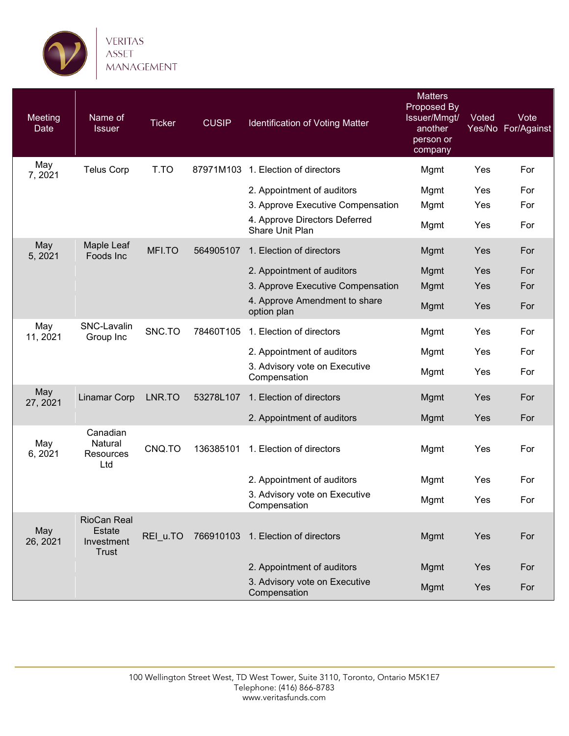| Meeting Date | Name of Issuer | Ticker | CUSIP | Identification of Voting Matter | Matters Proposed By Issuer/Mmgt/ another person or company | Voted Yes/No | Vote For/Against |
|---|---|---|---|---|---|---|---|
| May 7, 2021 | Telus Corp | T.TO | 87971M103 | 1. Election of directors | Mgmt | Yes | For |
| | | | | 2. Appointment of auditors | Mgmt | Yes | For |
| | | | | 3. Approve Executive Compensation | Mgmt | Yes | For |
| | | | | 4. Approve Directors Deferred Share Unit Plan | Mgmt | Yes | For |
| May 5, 2021 | Maple Leaf Foods Inc | MFI.TO | 564905107 | 1. Election of directors | Mgmt | Yes | For |
| | | | | 2. Appointment of auditors | Mgmt | Yes | For |
| | | | | 3. Approve Executive Compensation | Mgmt | Yes | For |
| | | | | 4. Approve Amendment to share option plan | Mgmt | Yes | For |
| May 11, 2021 | SNC-Lavalin Group Inc | SNC.TO | 78460T105 | 1. Election of directors | Mgmt | Yes | For |
| | | | | 2. Appointment of auditors | Mgmt | Yes | For |
| | | | | 3. Advisory vote on Executive Compensation | Mgmt | Yes | For |
| May 27, 2021 | Linamar Corp | LNR.TO | 53278L107 | 1. Election of directors | Mgmt | Yes | For |
| | | | | 2. Appointment of auditors | Mgmt | Yes | For |
| May 6, 2021 | Canadian Natural Resources Ltd | CNQ.TO | 136385101 | 1. Election of directors | Mgmt | Yes | For |
| | | | | 2. Appointment of auditors | Mgmt | Yes | For |
| | | | | 3. Advisory vote on Executive Compensation | Mgmt | Yes | For |
| May 26, 2021 | RioCan Real Estate Investment Trust | REI_u.TO | 766910103 | 1. Election of directors | Mgmt | Yes | For |
| | | | | 2. Appointment of auditors | Mgmt | Yes | For |
| | | | | 3. Advisory vote on Executive Compensation | Mgmt | Yes | For |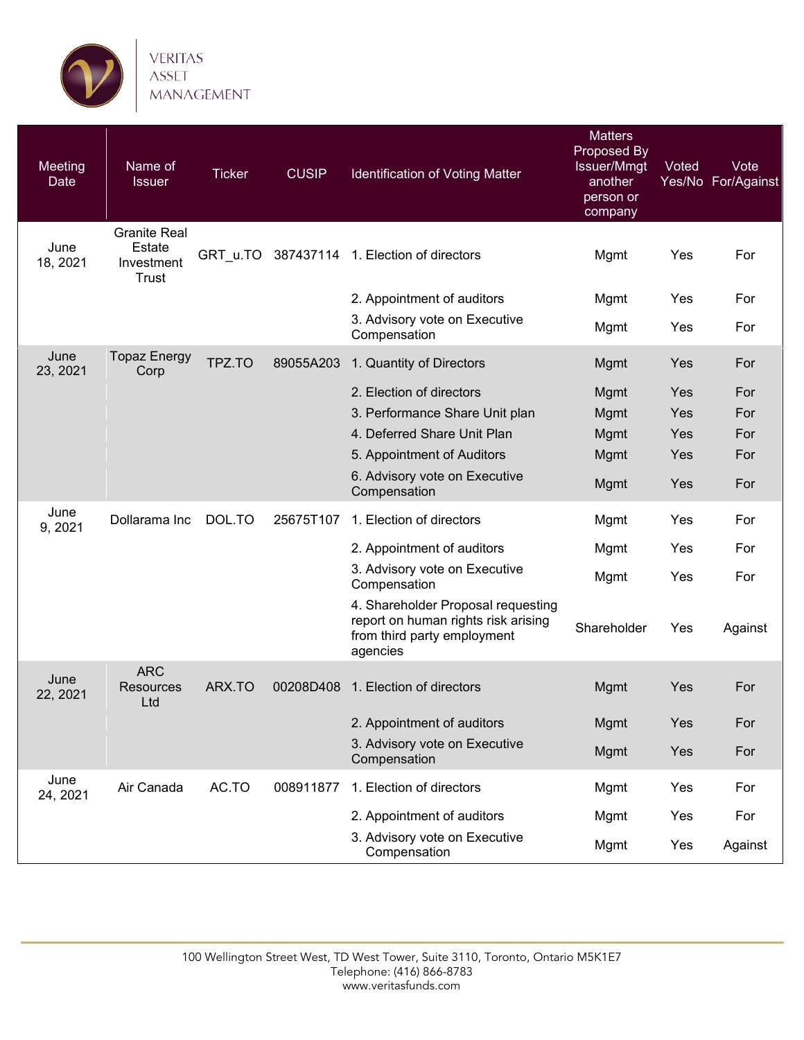VERITAS ASSET MANAGEMENT

| Meeting Date | Name of Issuer | Ticker | CUSIP | Identification of Voting Matter | Matters Proposed By Issuer/Mmgt another person or company | Voted Yes/No | Vote For/Against |
|---|---|---|---|---|---|---|---|
| June 18, 2021 | Granite Real Estate Investment Trust | GRT_u.TO | 387437114 | 1. Election of directors | Mgmt | Yes | For |
| | | | | 2. Appointment of auditors | Mgmt | Yes | For |
| | | | | 3. Advisory vote on Executive Compensation | Mgmt | Yes | For |
| June 23, 2021 | Topaz Energy Corp | TPZ.TO | 89055A203 | 1. Quantity of Directors | Mgmt | Yes | For |
| | | | | 2. Election of directors | Mgmt | Yes | For |
| | | | | 3. Performance Share Unit plan | Mgmt | Yes | For |
| | | | | 4. Deferred Share Unit Plan | Mgmt | Yes | For |
| | | | | 5. Appointment of Auditors | Mgmt | Yes | For |
| | | | | 6. Advisory vote on Executive Compensation | Mgmt | Yes | For |
| June 9, 2021 | Dollarama Inc | DOL.TO | 25675T107 | 1. Election of directors | Mgmt | Yes | For |
| | | | | 2. Appointment of auditors | Mgmt | Yes | For |
| | | | | 3. Advisory vote on Executive Compensation | Mgmt | Yes | For |
| | | | | 4. Shareholder Proposal requesting report on human rights risk arising from third party employment agencies | Shareholder | Yes | Against |
| June 22, 2021 | ARC Resources Ltd | ARX.TO | 00208D408 | 1. Election of directors | Mgmt | Yes | For |
| | | | | 2. Appointment of auditors | Mgmt | Yes | For |
| | | | | 3. Advisory vote on Executive Compensation | Mgmt | Yes | For |
| June 24, 2021 | Air Canada | AC.TO | 008911877 | 1. Election of directors | Mgmt | Yes | For |
| | | | | 2. Appointment of auditors | Mgmt | Yes | For |
| | | | | 3. Advisory vote on Executive Compensation | Mgmt | Yes | Against |

100 Wellington Street West, TD West Tower, Suite 3110, Toronto, Ontario M5K1E7
Telephone: (416) 866-8783
www.veritasfunds.com